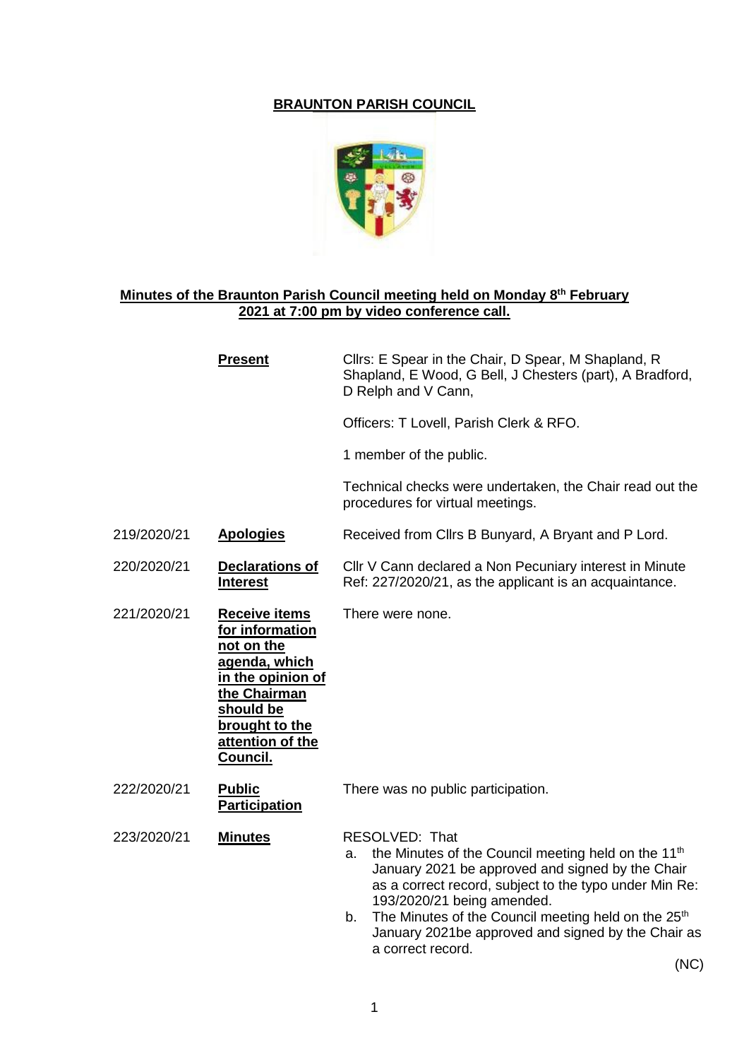# BRAUNTON PARISH COUNCIL

## Minutes of the Braunton Parish Council meeting held on Monday 8th February 2021 at 7:00 pm by video conference call.

| | | |
|---|---|---|
| | **Present** | Cllrs: E Spear in the Chair, D Spear, M Shapland, R Shapland, E Wood, G Bell, J Chesters (part), A Bradford, D Relph and V Cann,<br><br>Officers: T Lovell, Parish Clerk & RFO.<br><br>1 member of the public.<br><br>Technical checks were undertaken, the Chair read out the procedures for virtual meetings. |
| 219/2020/21 | **Apologies** | Received from Cllrs B Bunyard, A Bryant and P Lord. |
| 220/2020/21 | **Declarations of Interest** | Cllr V Cann declared a Non Pecuniary interest in Minute Ref: 227/2020/21, as the applicant is an acquaintance. |
| 221/2020/21 | **Receive items for information not on the agenda, which in the opinion of the Chairman should be brought to the attention of the Council.** | There were none. |
| 222/2020/21 | **Public Participation** | There was no public participation. |
| 223/2020/21 | **Minutes** | RESOLVED: That<br>a. the Minutes of the Council meeting held on the 11th January 2021 be approved and signed by the Chair as a correct record, subject to the typo under Min Re: 193/2020/21 being amended.<br>b. The Minutes of the Council meeting held on the 25th January 2021be approved and signed by the Chair as a correct record.<br>(NC) |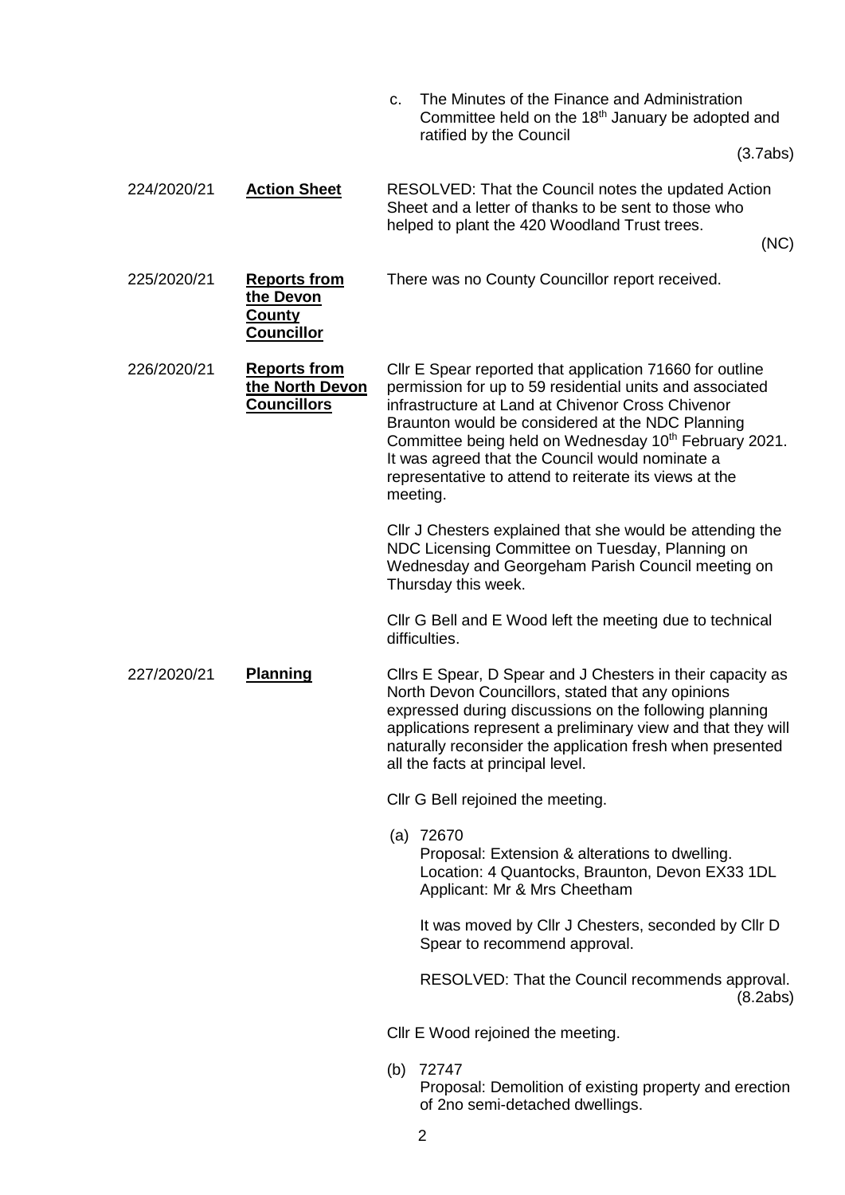c. The Minutes of the Finance and Administration Committee held on the 18th January be adopted and ratified by the Council

(3.7abs)

| | | |
|---|---|---|
| 224/2020/21 | **Action Sheet** | RESOLVED: That the Council notes the updated Action Sheet and a letter of thanks to be sent to those who helped to plant the 420 Woodland Trust trees. (NC) |
| 225/2020/21 | **Reports from the Devon County Councillor** | There was no County Councillor report received. |
| 226/2020/21 | **Reports from the North Devon Councillors** | Cllr E Spear reported that application 71660 for outline permission for up to 59 residential units and associated infrastructure at Land at Chivenor Cross Chivenor Braunton would be considered at the NDC Planning Committee being held on Wednesday 10th February 2021. It was agreed that the Council would nominate a representative to attend to reiterate its views at the meeting.<br><br>Cllr J Chesters explained that she would be attending the NDC Licensing Committee on Tuesday, Planning on Wednesday and Georgeham Parish Council meeting on Thursday this week.<br><br>Cllr G Bell and E Wood left the meeting due to technical difficulties. |
| 227/2020/21 | **Planning** | Cllrs E Spear, D Spear and J Chesters in their capacity as North Devon Councillors, stated that any opinions expressed during discussions on the following planning applications represent a preliminary view and that they will naturally reconsider the application fresh when presented all the facts at principal level. |

Cllr G Bell rejoined the meeting.

(a) 72670
Proposal: Extension & alterations to dwelling.
Location: 4 Quantocks, Braunton, Devon EX33 1DL
Applicant: Mr & Mrs Cheetham

It was moved by Cllr J Chesters, seconded by Cllr D Spear to recommend approval.

RESOLVED: That the Council recommends approval.
(8.2abs)

Cllr E Wood rejoined the meeting.

(b) 72747
Proposal: Demolition of existing property and erection of 2no semi-detached dwellings.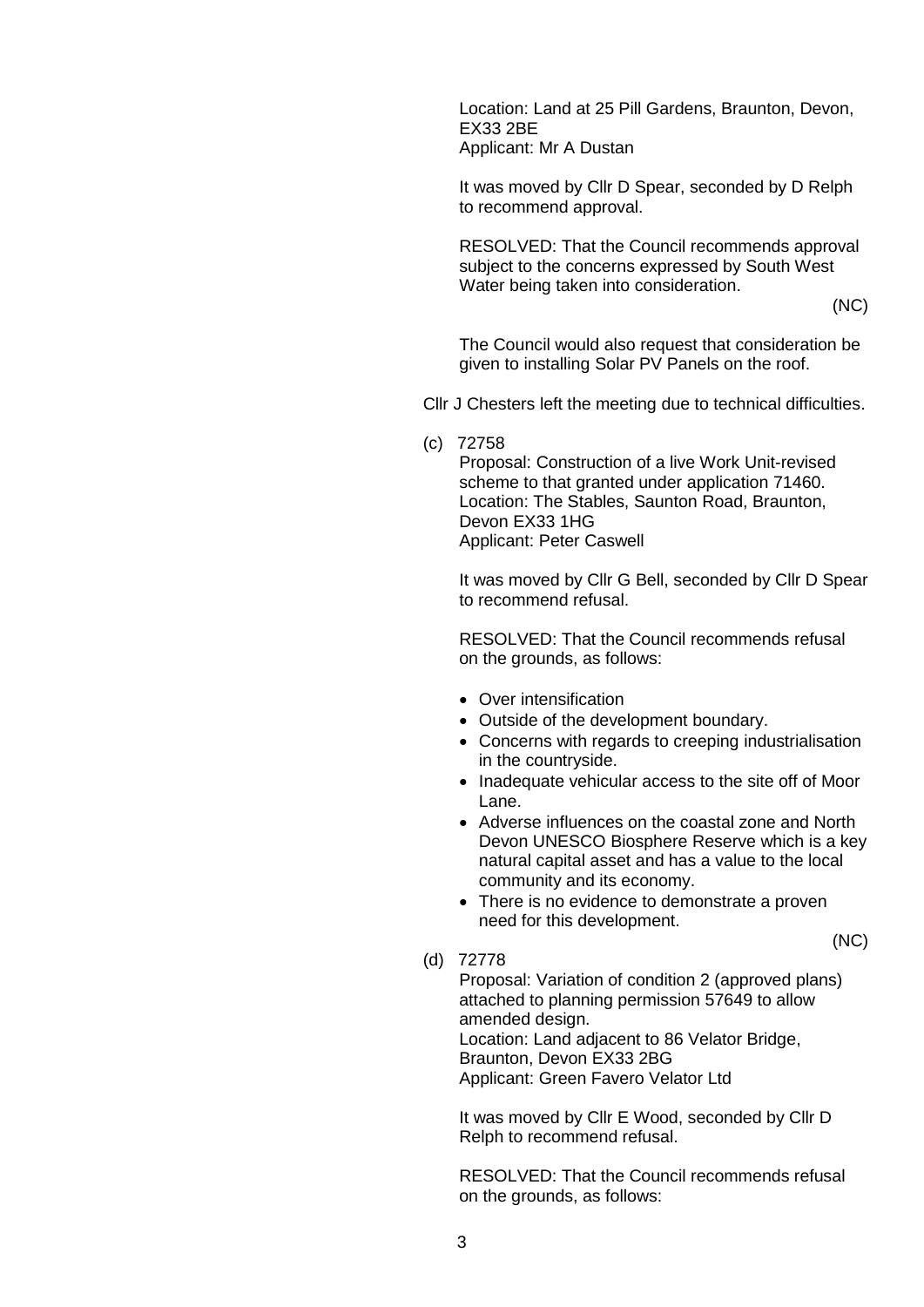Location: Land at 25 Pill Gardens, Braunton, Devon, EX33 2BE
Applicant: Mr A Dustan

It was moved by Cllr D Spear, seconded by D Relph to recommend approval.

RESOLVED: That the Council recommends approval subject to the concerns expressed by South West Water being taken into consideration.

(NC)

The Council would also request that consideration be given to installing Solar PV Panels on the roof.

Cllr J Chesters left the meeting due to technical difficulties.

(c) 72758
Proposal: Construction of a live Work Unit-revised scheme to that granted under application 71460.
Location: The Stables, Saunton Road, Braunton, Devon EX33 1HG
Applicant: Peter Caswell

It was moved by Cllr G Bell, seconded by Cllr D Spear to recommend refusal.

RESOLVED: That the Council recommends refusal on the grounds, as follows:

- Over intensification
- Outside of the development boundary.
- Concerns with regards to creeping industrialisation in the countryside.
- Inadequate vehicular access to the site off of Moor Lane.
- Adverse influences on the coastal zone and North Devon UNESCO Biosphere Reserve which is a key natural capital asset and has a value to the local community and its economy.
- There is no evidence to demonstrate a proven need for this development.

(NC)

(d) 72778
Proposal: Variation of condition 2 (approved plans) attached to planning permission 57649 to allow amended design.
Location: Land adjacent to 86 Velator Bridge, Braunton, Devon EX33 2BG
Applicant: Green Favero Velator Ltd

It was moved by Cllr E Wood, seconded by Cllr D Relph to recommend refusal.

RESOLVED: That the Council recommends refusal on the grounds, as follows: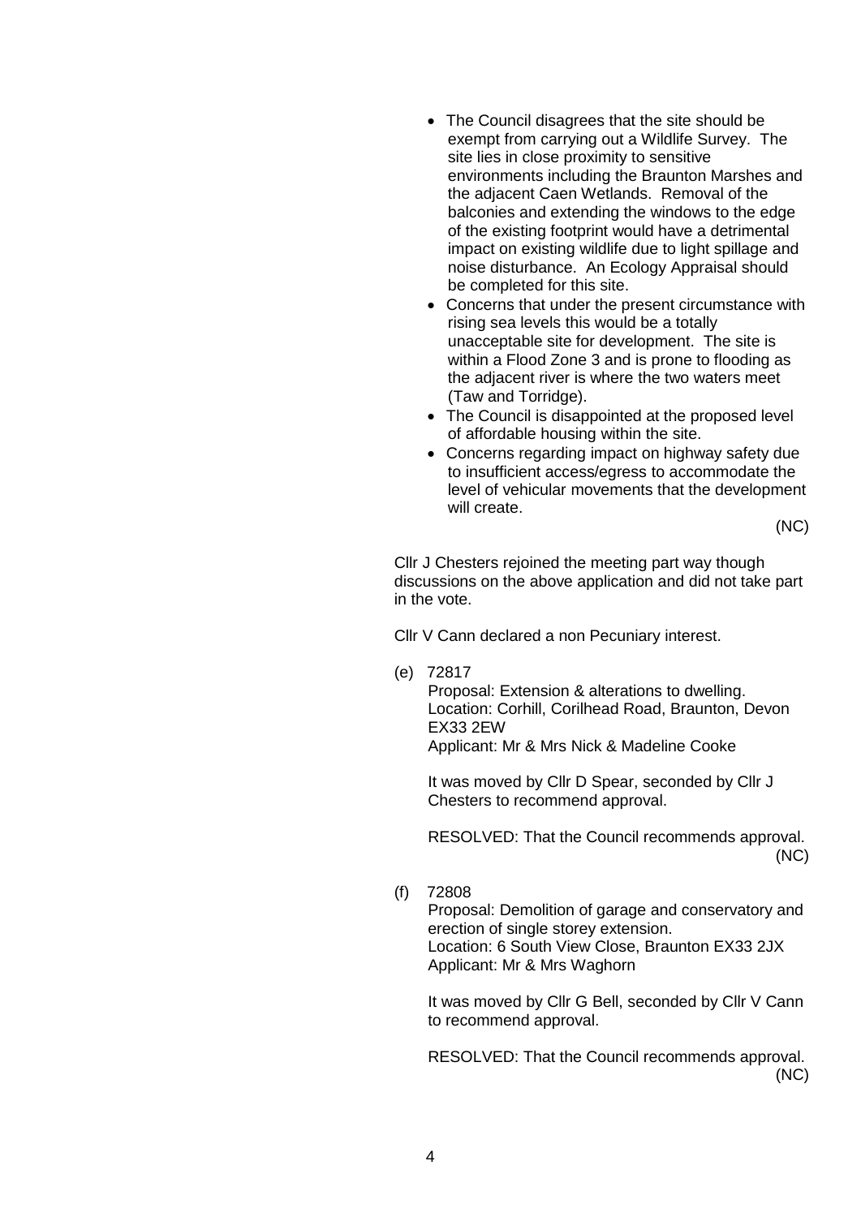- The Council disagrees that the site should be exempt from carrying out a Wildlife Survey. The site lies in close proximity to sensitive environments including the Braunton Marshes and the adjacent Caen Wetlands. Removal of the balconies and extending the windows to the edge of the existing footprint would have a detrimental impact on existing wildlife due to light spillage and noise disturbance. An Ecology Appraisal should be completed for this site.
- Concerns that under the present circumstance with rising sea levels this would be a totally unacceptable site for development. The site is within a Flood Zone 3 and is prone to flooding as the adjacent river is where the two waters meet (Taw and Torridge).
- The Council is disappointed at the proposed level of affordable housing within the site.
- Concerns regarding impact on highway safety due to insufficient access/egress to accommodate the level of vehicular movements that the development will create.

(NC)

Cllr J Chesters rejoined the meeting part way though discussions on the above application and did not take part in the vote.

Cllr V Cann declared a non Pecuniary interest.

(e) 72817
Proposal: Extension & alterations to dwelling.
Location: Corhill, Corilhead Road, Braunton, Devon EX33 2EW
Applicant: Mr & Mrs Nick & Madeline Cooke

It was moved by Cllr D Spear, seconded by Cllr J Chesters to recommend approval.

RESOLVED: That the Council recommends approval.
(NC)

(f) 72808
Proposal: Demolition of garage and conservatory and erection of single storey extension.
Location: 6 South View Close, Braunton EX33 2JX
Applicant: Mr & Mrs Waghorn

It was moved by Cllr G Bell, seconded by Cllr V Cann to recommend approval.

RESOLVED: That the Council recommends approval.
(NC)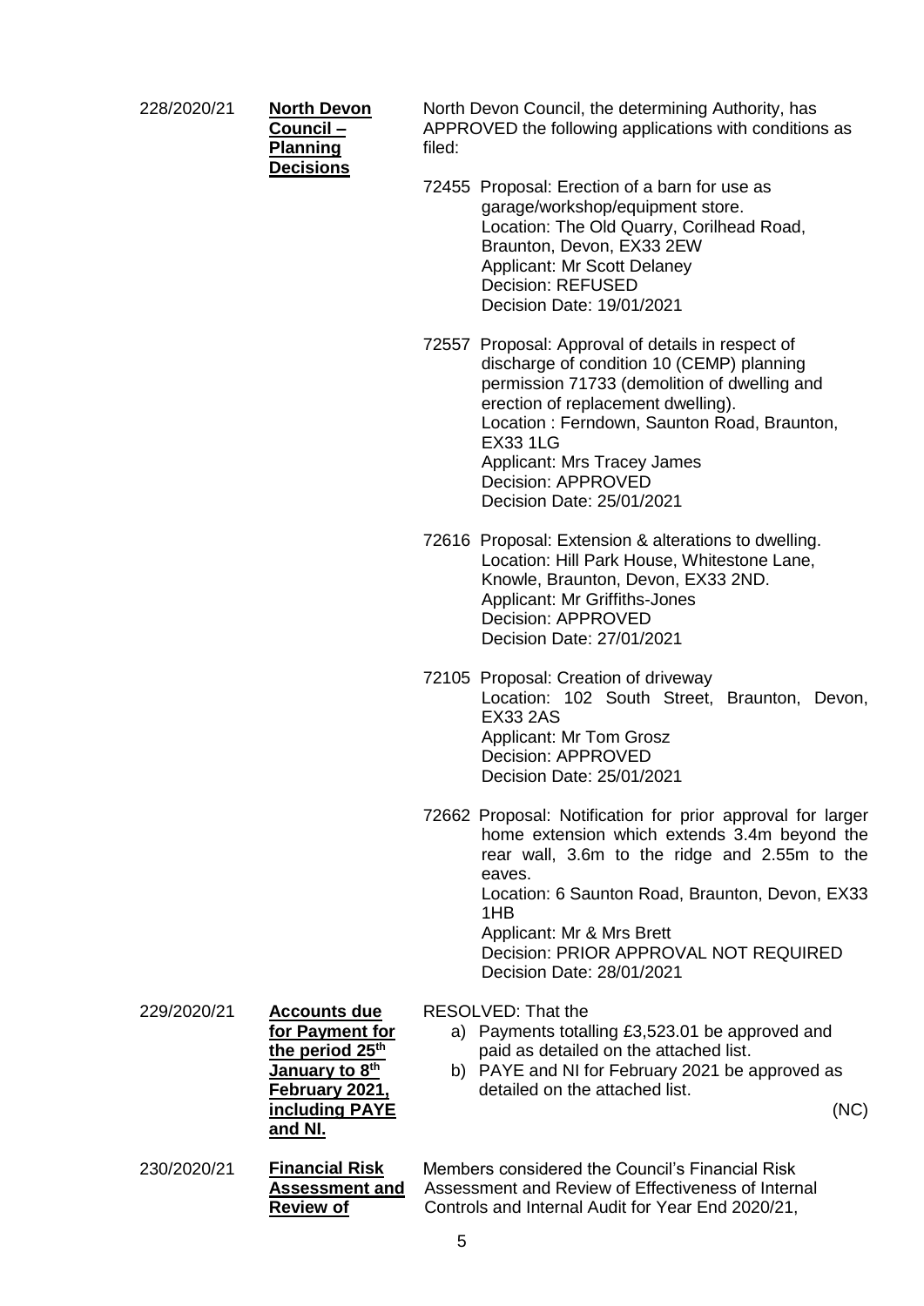**228/2020/21** **North Devon Council – Planning Decisions**

North Devon Council, the determining Authority, has APPROVED the following applications with conditions as filed:

72455 Proposal: Erection of a barn for use as garage/workshop/equipment store.
Location: The Old Quarry, Corilhead Road, Braunton, Devon, EX33 2EW
Applicant: Mr Scott Delaney
Decision: REFUSED
Decision Date: 19/01/2021

72557 Proposal: Approval of details in respect of discharge of condition 10 (CEMP) planning permission 71733 (demolition of dwelling and erection of replacement dwelling).
Location : Ferndown, Saunton Road, Braunton, EX33 1LG
Applicant: Mrs Tracey James
Decision: APPROVED
Decision Date: 25/01/2021

72616 Proposal: Extension & alterations to dwelling.
Location: Hill Park House, Whitestone Lane, Knowle, Braunton, Devon, EX33 2ND.
Applicant: Mr Griffiths-Jones
Decision: APPROVED
Decision Date: 27/01/2021

72105 Proposal: Creation of driveway
Location: 102 South Street, Braunton, Devon, EX33 2AS
Applicant: Mr Tom Grosz
Decision: APPROVED
Decision Date: 25/01/2021

72662 Proposal: Notification for prior approval for larger home extension which extends 3.4m beyond the rear wall, 3.6m to the ridge and 2.55m to the eaves.
Location: 6 Saunton Road, Braunton, Devon, EX33 1HB
Applicant: Mr & Mrs Brett
Decision: PRIOR APPROVAL NOT REQUIRED
Decision Date: 28/01/2021

**229/2020/21** **Accounts due for Payment for the period 25th January to 8th February 2021, including PAYE and NI.**

RESOLVED: That the

a) Payments totalling £3,523.01 be approved and paid as detailed on the attached list.
b) PAYE and NI for February 2021 be approved as detailed on the attached list.

(NC)

**230/2020/21** **Financial Risk Assessment and Review of**

Members considered the Council's Financial Risk Assessment and Review of Effectiveness of Internal Controls and Internal Audit for Year End 2020/21,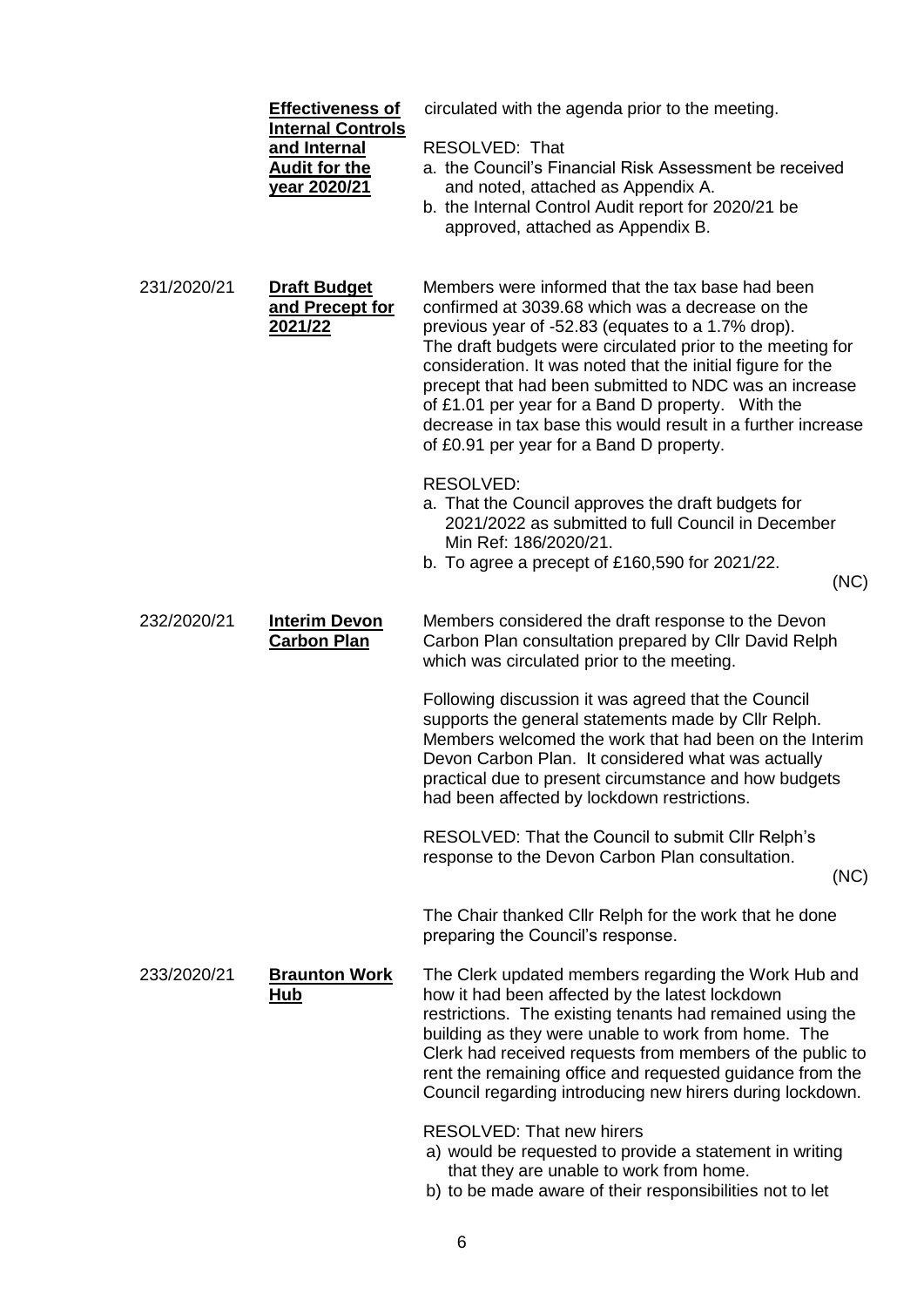| | | |
|---|---|---|
| | **Effectiveness of Internal Controls and Internal Audit for the year 2020/21** | circulated with the agenda prior to the meeting.<br><br>RESOLVED: That<br>a. the Council's Financial Risk Assessment be received and noted, attached as Appendix A.<br>b. the Internal Control Audit report for 2020/21 be approved, attached as Appendix B. |
| 231/2020/21 | **Draft Budget and Precept for 2021/22** | Members were informed that the tax base had been confirmed at 3039.68 which was a decrease on the previous year of -52.83 (equates to a 1.7% drop). The draft budgets were circulated prior to the meeting for consideration. It was noted that the initial figure for the precept that had been submitted to NDC was an increase of £1.01 per year for a Band D property. With the decrease in tax base this would result in a further increase of £0.91 per year for a Band D property.<br><br>RESOLVED:<br>a. That the Council approves the draft budgets for 2021/2022 as submitted to full Council in December Min Ref: 186/2020/21.<br>b. To agree a precept of £160,590 for 2021/22.<br>(NC) |
| 232/2020/21 | **Interim Devon Carbon Plan** | Members considered the draft response to the Devon Carbon Plan consultation prepared by Cllr David Relph which was circulated prior to the meeting.<br><br>Following discussion it was agreed that the Council supports the general statements made by Cllr Relph. Members welcomed the work that had been on the Interim Devon Carbon Plan. It considered what was actually practical due to present circumstance and how budgets had been affected by lockdown restrictions.<br><br>RESOLVED: That the Council to submit Cllr Relph's response to the Devon Carbon Plan consultation.<br>(NC)<br><br>The Chair thanked Cllr Relph for the work that he done preparing the Council's response. |
| 233/2020/21 | **Braunton Work Hub** | The Clerk updated members regarding the Work Hub and how it had been affected by the latest lockdown restrictions. The existing tenants had remained using the building as they were unable to work from home. The Clerk had received requests from members of the public to rent the remaining office and requested guidance from the Council regarding introducing new hirers during lockdown.<br><br>RESOLVED: That new hirers<br>a) would be requested to provide a statement in writing that they are unable to work from home.<br>b) to be made aware of their responsibilities not to let |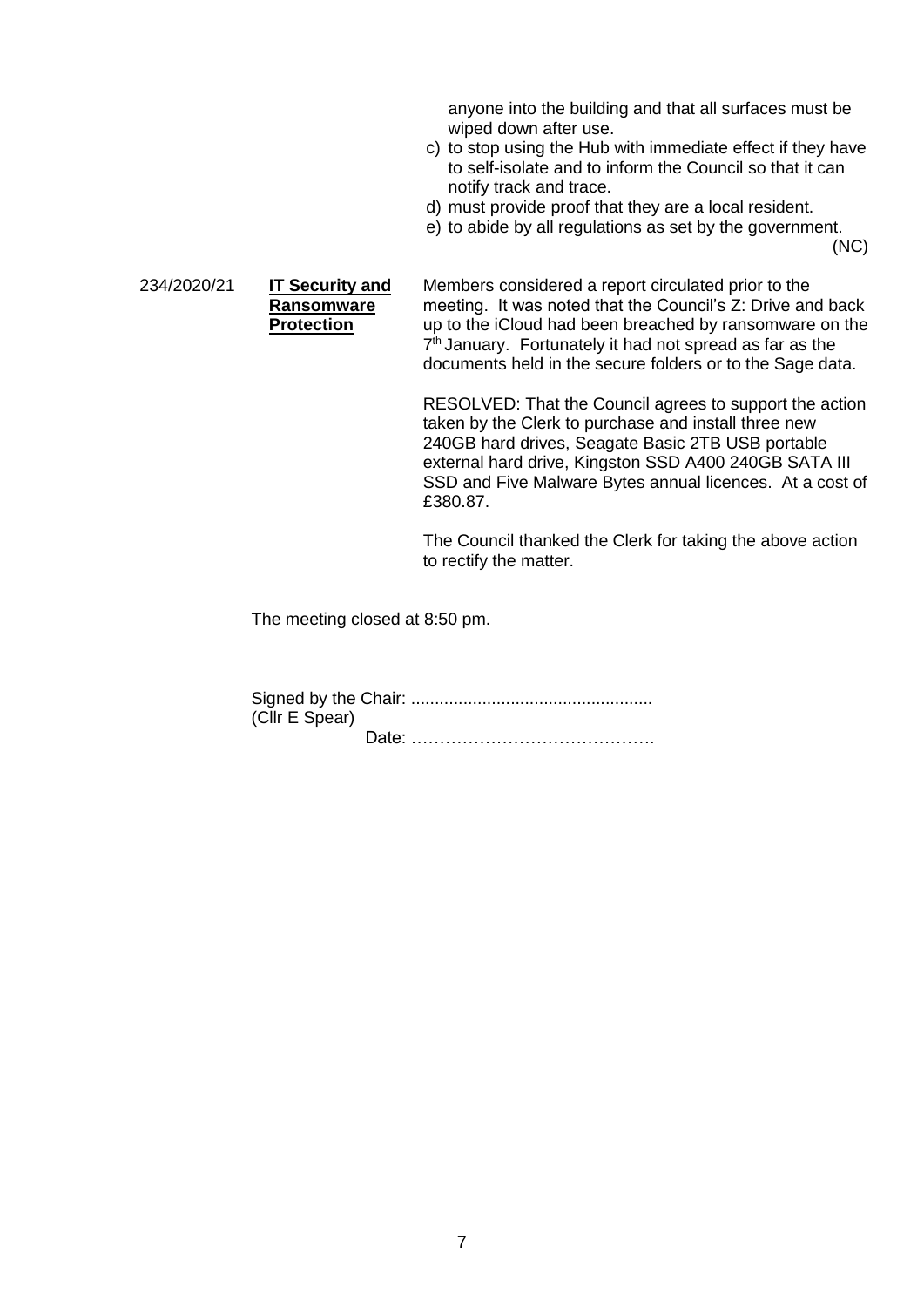anyone into the building and that all surfaces must be wiped down after use.

c) to stop using the Hub with immediate effect if they have to self-isolate and to inform the Council so that it can notify track and trace.
d) must provide proof that they are a local resident.
e) to abide by all regulations as set by the government.

(NC)

**234/2020/21** **IT Security and Ransomware Protection**

Members considered a report circulated prior to the meeting. It was noted that the Council's Z: Drive and back up to the iCloud had been breached by ransomware on the 7th January. Fortunately it had not spread as far as the documents held in the secure folders or to the Sage data.

RESOLVED: That the Council agrees to support the action taken by the Clerk to purchase and install three new 240GB hard drives, Seagate Basic 2TB USB portable external hard drive, Kingston SSD A400 240GB SATA III SSD and Five Malware Bytes annual licences. At a cost of £380.87.

The Council thanked the Clerk for taking the above action to rectify the matter.

The meeting closed at 8:50 pm.

Signed by the Chair: ...................................................
(Cllr E Spear)

Date: …………………………………….